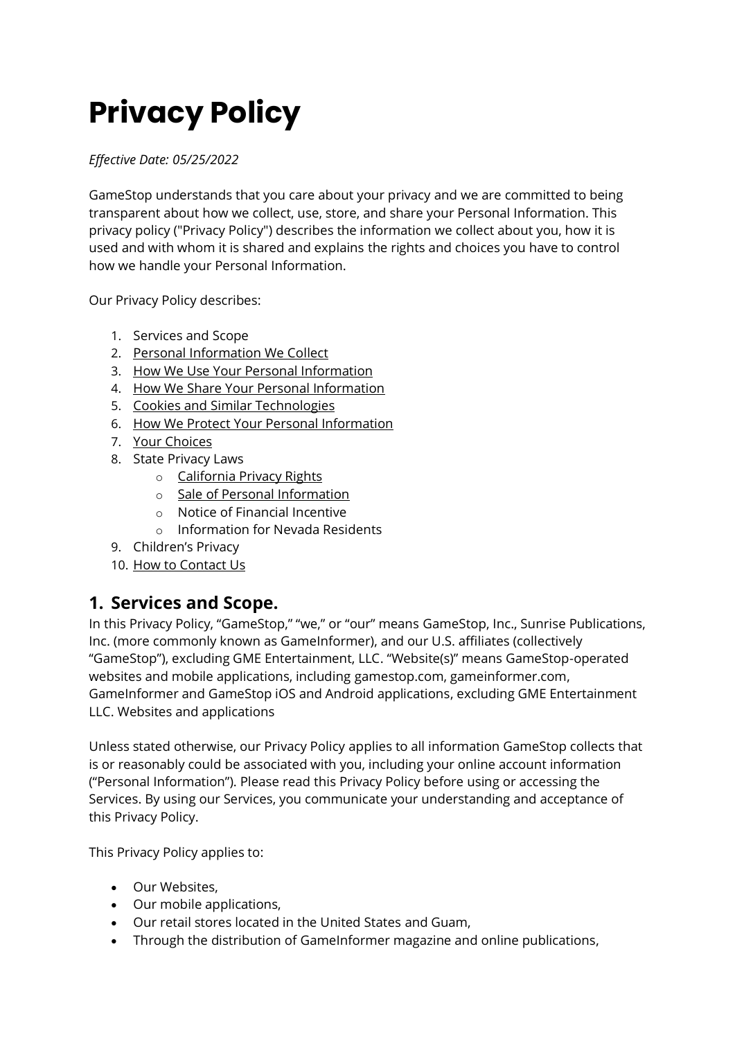# Privacy Policy

*Effective Date: 05/25/2022*

GameStop understands that you care about your privacy and we are committed to being transparent about how we collect, use, store, and share your Personal Information. This privacy policy ("Privacy Policy") describes the information we collect about you, how it is used and with whom it is shared and explains the rights and choices you have to control how we handle your Personal Information.

Our Privacy Policy describes:

1. Services and Scope
2. Personal Information We Collect
3. How We Use Your Personal Information
4. How We Share Your Personal Information
5. Cookies and Similar Technologies
6. How We Protect Your Personal Information
7. Your Choices
8. State Privacy Laws
   - California Privacy Rights
   - Sale of Personal Information
   - Notice of Financial Incentive
   - Information for Nevada Residents
9. Children's Privacy
10. How to Contact Us

## 1. Services and Scope.

In this Privacy Policy, "GameStop," "we," or "our" means GameStop, Inc., Sunrise Publications, Inc. (more commonly known as GameInformer), and our U.S. affiliates (collectively "GameStop"), excluding GME Entertainment, LLC. "Website(s)" means GameStop-operated websites and mobile applications, including gamestop.com, gameinformer.com, GameInformer and GameStop iOS and Android applications, excluding GME Entertainment LLC. Websites and applications

Unless stated otherwise, our Privacy Policy applies to all information GameStop collects that is or reasonably could be associated with you, including your online account information ("Personal Information"). Please read this Privacy Policy before using or accessing the Services. By using our Services, you communicate your understanding and acceptance of this Privacy Policy.

This Privacy Policy applies to:

- Our Websites,
- Our mobile applications,
- Our retail stores located in the United States and Guam,
- Through the distribution of GameInformer magazine and online publications,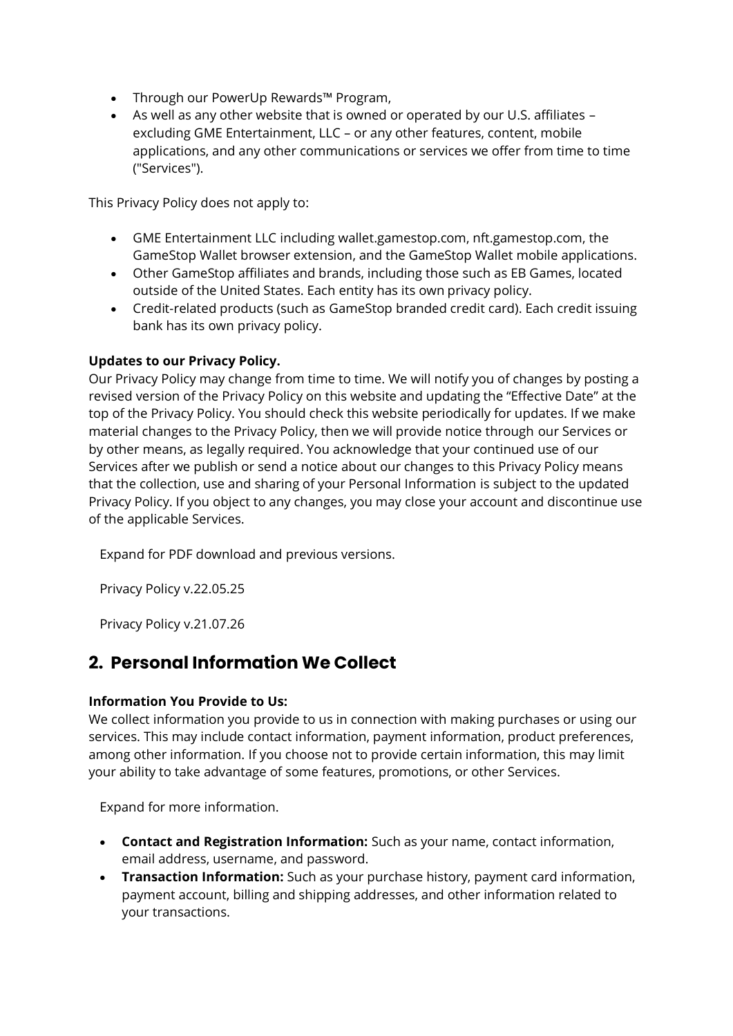- Through our PowerUp Rewards™ Program,
- As well as any other website that is owned or operated by our U.S. affiliates – excluding GME Entertainment, LLC – or any other features, content, mobile applications, and any other communications or services we offer from time to time ("Services").

This Privacy Policy does not apply to:

- GME Entertainment LLC including wallet.gamestop.com, nft.gamestop.com, the GameStop Wallet browser extension, and the GameStop Wallet mobile applications.
- Other GameStop affiliates and brands, including those such as EB Games, located outside of the United States. Each entity has its own privacy policy.
- Credit-related products (such as GameStop branded credit card). Each credit issuing bank has its own privacy policy.

**Updates to our Privacy Policy.**
Our Privacy Policy may change from time to time. We will notify you of changes by posting a revised version of the Privacy Policy on this website and updating the "Effective Date" at the top of the Privacy Policy. You should check this website periodically for updates. If we make material changes to the Privacy Policy, then we will provide notice through our Services or by other means, as legally required. You acknowledge that your continued use of our Services after we publish or send a notice about our changes to this Privacy Policy means that the collection, use and sharing of your Personal Information is subject to the updated Privacy Policy. If you object to any changes, you may close your account and discontinue use of the applicable Services.

Expand for PDF download and previous versions.

Privacy Policy v.22.05.25

Privacy Policy v.21.07.26

## 2. Personal Information We Collect

**Information You Provide to Us:**
We collect information you provide to us in connection with making purchases or using our services. This may include contact information, payment information, product preferences, among other information. If you choose not to provide certain information, this may limit your ability to take advantage of some features, promotions, or other Services.

Expand for more information.

- **Contact and Registration Information:** Such as your name, contact information, email address, username, and password.
- **Transaction Information:** Such as your purchase history, payment card information, payment account, billing and shipping addresses, and other information related to your transactions.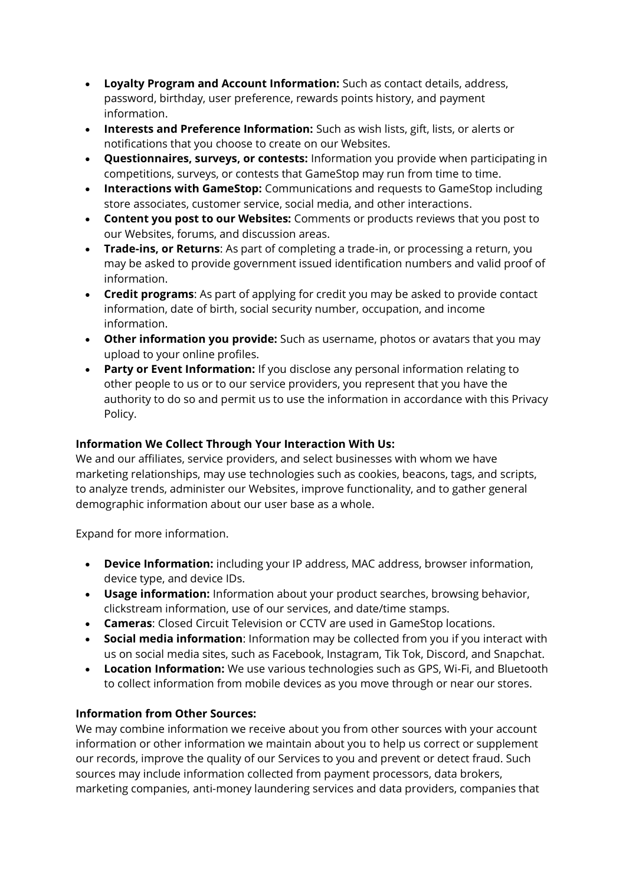- **Loyalty Program and Account Information:** Such as contact details, address, password, birthday, user preference, rewards points history, and payment information.
- **Interests and Preference Information:** Such as wish lists, gift, lists, or alerts or notifications that you choose to create on our Websites.
- **Questionnaires, surveys, or contests:** Information you provide when participating in competitions, surveys, or contests that GameStop may run from time to time.
- **Interactions with GameStop:** Communications and requests to GameStop including store associates, customer service, social media, and other interactions.
- **Content you post to our Websites:** Comments or products reviews that you post to our Websites, forums, and discussion areas.
- **Trade-ins, or Returns**: As part of completing a trade-in, or processing a return, you may be asked to provide government issued identification numbers and valid proof of information.
- **Credit programs**: As part of applying for credit you may be asked to provide contact information, date of birth, social security number, occupation, and income information.
- **Other information you provide:** Such as username, photos or avatars that you may upload to your online profiles.
- **Party or Event Information:** If you disclose any personal information relating to other people to us or to our service providers, you represent that you have the authority to do so and permit us to use the information in accordance with this Privacy Policy.

**Information We Collect Through Your Interaction With Us:**
We and our affiliates, service providers, and select businesses with whom we have marketing relationships, may use technologies such as cookies, beacons, tags, and scripts, to analyze trends, administer our Websites, improve functionality, and to gather general demographic information about our user base as a whole.

Expand for more information.

- **Device Information:** including your IP address, MAC address, browser information, device type, and device IDs.
- **Usage information:** Information about your product searches, browsing behavior, clickstream information, use of our services, and date/time stamps.
- **Cameras**: Closed Circuit Television or CCTV are used in GameStop locations.
- **Social media information**: Information may be collected from you if you interact with us on social media sites, such as Facebook, Instagram, Tik Tok, Discord, and Snapchat.
- **Location Information:** We use various technologies such as GPS, Wi-Fi, and Bluetooth to collect information from mobile devices as you move through or near our stores.

**Information from Other Sources:**
We may combine information we receive about you from other sources with your account information or other information we maintain about you to help us correct or supplement our records, improve the quality of our Services to you and prevent or detect fraud. Such sources may include information collected from payment processors, data brokers, marketing companies, anti-money laundering services and data providers, companies that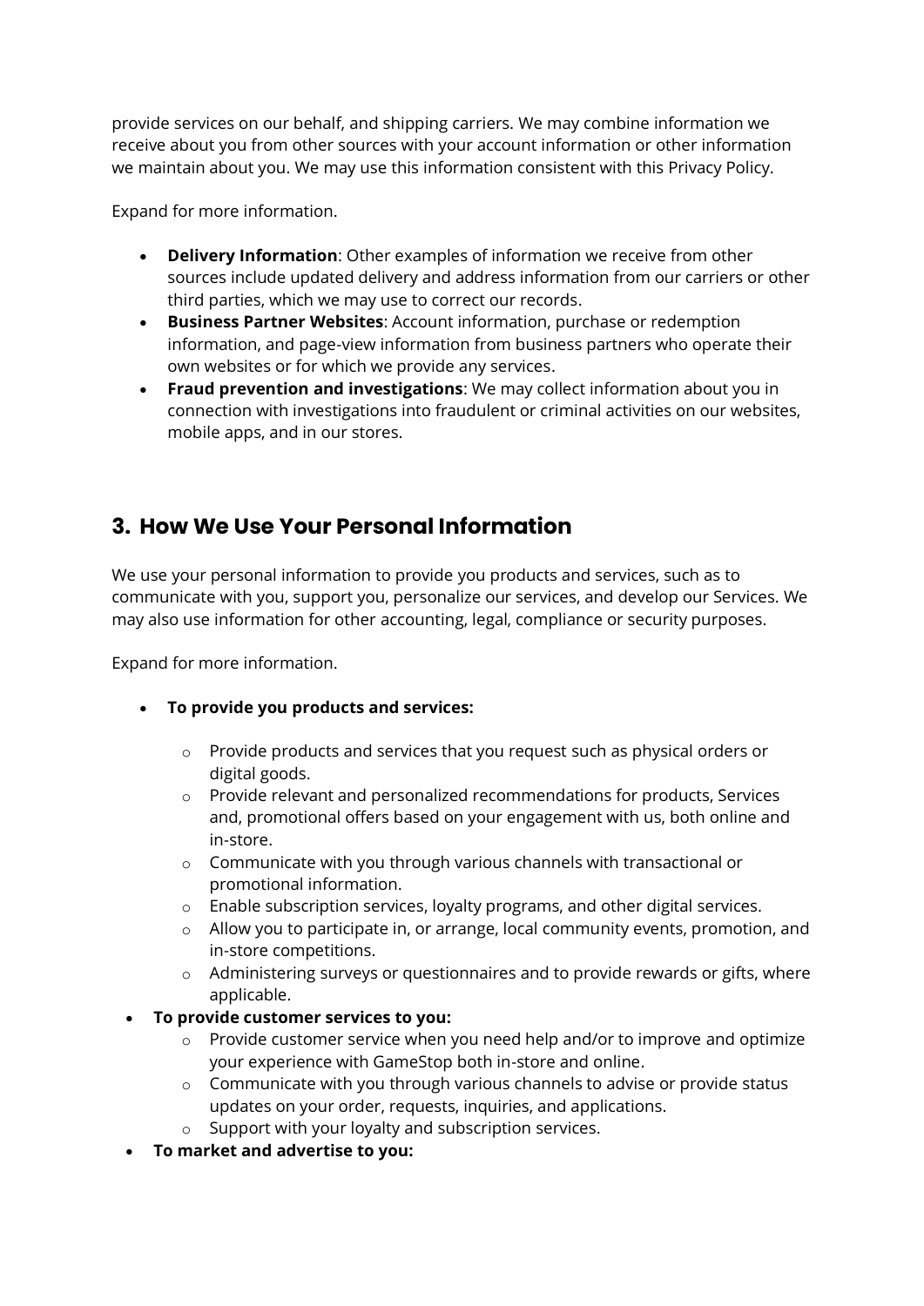provide services on our behalf, and shipping carriers. We may combine information we receive about you from other sources with your account information or other information we maintain about you. We may use this information consistent with this Privacy Policy.

Expand for more information.

- **Delivery Information**: Other examples of information we receive from other sources include updated delivery and address information from our carriers or other third parties, which we may use to correct our records.
- **Business Partner Websites**: Account information, purchase or redemption information, and page-view information from business partners who operate their own websites or for which we provide any services.
- **Fraud prevention and investigations**: We may collect information about you in connection with investigations into fraudulent or criminal activities on our websites, mobile apps, and in our stores.

## 3. How We Use Your Personal Information

We use your personal information to provide you products and services, such as to communicate with you, support you, personalize our services, and develop our Services. We may also use information for other accounting, legal, compliance or security purposes.

Expand for more information.

- **To provide you products and services:**
  - Provide products and services that you request such as physical orders or digital goods.
  - Provide relevant and personalized recommendations for products, Services and, promotional offers based on your engagement with us, both online and in-store.
  - Communicate with you through various channels with transactional or promotional information.
  - Enable subscription services, loyalty programs, and other digital services.
  - Allow you to participate in, or arrange, local community events, promotion, and in-store competitions.
  - Administering surveys or questionnaires and to provide rewards or gifts, where applicable.
- **To provide customer services to you:**
  - Provide customer service when you need help and/or to improve and optimize your experience with GameStop both in-store and online.
  - Communicate with you through various channels to advise or provide status updates on your order, requests, inquiries, and applications.
  - Support with your loyalty and subscription services.
- **To market and advertise to you:**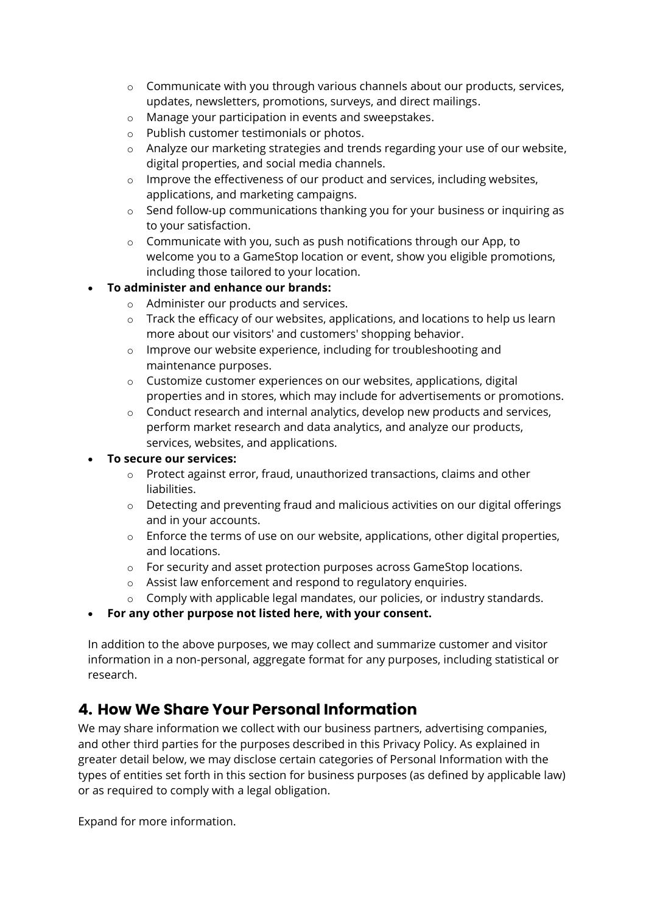- Communicate with you through various channels about our products, services, updates, newsletters, promotions, surveys, and direct mailings.
    - Manage your participation in events and sweepstakes.
    - Publish customer testimonials or photos.
    - Analyze our marketing strategies and trends regarding your use of our website, digital properties, and social media channels.
    - Improve the effectiveness of our product and services, including websites, applications, and marketing campaigns.
    - Send follow-up communications thanking you for your business or inquiring as to your satisfaction.
    - Communicate with you, such as push notifications through our App, to welcome you to a GameStop location or event, show you eligible promotions, including those tailored to your location.
- **To administer and enhance our brands:**
    - Administer our products and services.
    - Track the efficacy of our websites, applications, and locations to help us learn more about our visitors' and customers' shopping behavior.
    - Improve our website experience, including for troubleshooting and maintenance purposes.
    - Customize customer experiences on our websites, applications, digital properties and in stores, which may include for advertisements or promotions.
    - Conduct research and internal analytics, develop new products and services, perform market research and data analytics, and analyze our products, services, websites, and applications.
- **To secure our services:**
    - Protect against error, fraud, unauthorized transactions, claims and other liabilities.
    - Detecting and preventing fraud and malicious activities on our digital offerings and in your accounts.
    - Enforce the terms of use on our website, applications, other digital properties, and locations.
    - For security and asset protection purposes across GameStop locations.
    - Assist law enforcement and respond to regulatory enquiries.
    - Comply with applicable legal mandates, our policies, or industry standards.
- **For any other purpose not listed here, with your consent.**

In addition to the above purposes, we may collect and summarize customer and visitor information in a non-personal, aggregate format for any purposes, including statistical or research.

## 4. How We Share Your Personal Information

We may share information we collect with our business partners, advertising companies, and other third parties for the purposes described in this Privacy Policy. As explained in greater detail below, we may disclose certain categories of Personal Information with the types of entities set forth in this section for business purposes (as defined by applicable law) or as required to comply with a legal obligation.

Expand for more information.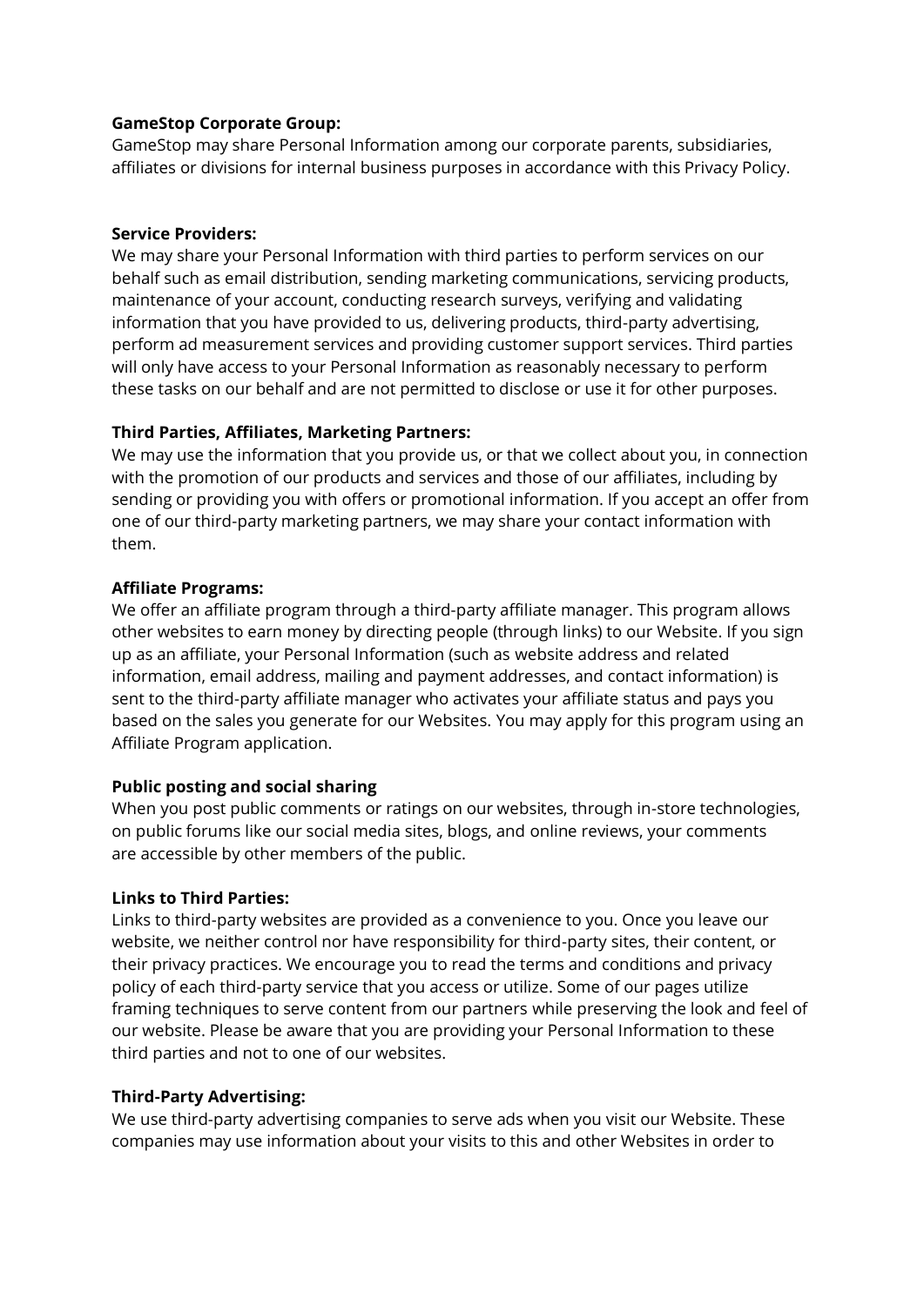**GameStop Corporate Group:**
GameStop may share Personal Information among our corporate parents, subsidiaries, affiliates or divisions for internal business purposes in accordance with this Privacy Policy.

**Service Providers:**
We may share your Personal Information with third parties to perform services on our behalf such as email distribution, sending marketing communications, servicing products, maintenance of your account, conducting research surveys, verifying and validating information that you have provided to us, delivering products, third-party advertising, perform ad measurement services and providing customer support services. Third parties will only have access to your Personal Information as reasonably necessary to perform these tasks on our behalf and are not permitted to disclose or use it for other purposes.

**Third Parties, Affiliates, Marketing Partners:**
We may use the information that you provide us, or that we collect about you, in connection with the promotion of our products and services and those of our affiliates, including by sending or providing you with offers or promotional information. If you accept an offer from one of our third-party marketing partners, we may share your contact information with them.

**Affiliate Programs:**
We offer an affiliate program through a third-party affiliate manager. This program allows other websites to earn money by directing people (through links) to our Website. If you sign up as an affiliate, your Personal Information (such as website address and related information, email address, mailing and payment addresses, and contact information) is sent to the third-party affiliate manager who activates your affiliate status and pays you based on the sales you generate for our Websites. You may apply for this program using an Affiliate Program application.

**Public posting and social sharing**
When you post public comments or ratings on our websites, through in-store technologies, on public forums like our social media sites, blogs, and online reviews, your comments are accessible by other members of the public.

**Links to Third Parties:**
Links to third-party websites are provided as a convenience to you. Once you leave our website, we neither control nor have responsibility for third-party sites, their content, or their privacy practices. We encourage you to read the terms and conditions and privacy policy of each third-party service that you access or utilize. Some of our pages utilize framing techniques to serve content from our partners while preserving the look and feel of our website. Please be aware that you are providing your Personal Information to these third parties and not to one of our websites.

**Third-Party Advertising:**
We use third-party advertising companies to serve ads when you visit our Website. These companies may use information about your visits to this and other Websites in order to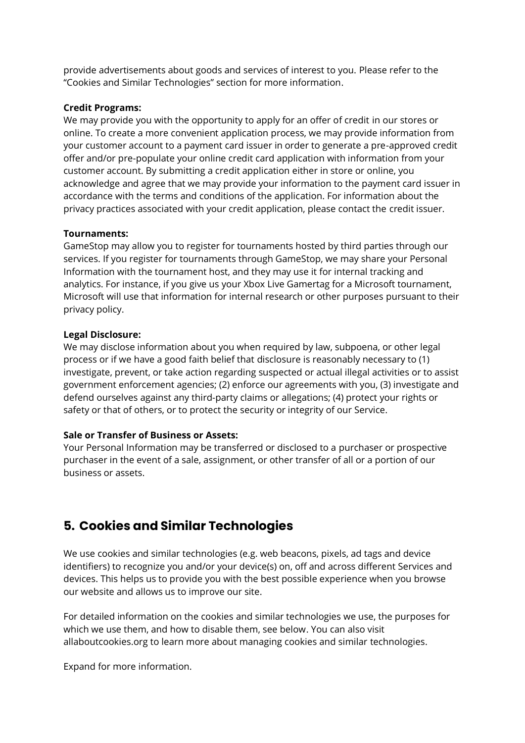provide advertisements about goods and services of interest to you. Please refer to the "Cookies and Similar Technologies" section for more information.

**Credit Programs:**
We may provide you with the opportunity to apply for an offer of credit in our stores or online. To create a more convenient application process, we may provide information from your customer account to a payment card issuer in order to generate a pre-approved credit offer and/or pre-populate your online credit card application with information from your customer account. By submitting a credit application either in store or online, you acknowledge and agree that we may provide your information to the payment card issuer in accordance with the terms and conditions of the application. For information about the privacy practices associated with your credit application, please contact the credit issuer.

**Tournaments:**
GameStop may allow you to register for tournaments hosted by third parties through our services. If you register for tournaments through GameStop, we may share your Personal Information with the tournament host, and they may use it for internal tracking and analytics. For instance, if you give us your Xbox Live Gamertag for a Microsoft tournament, Microsoft will use that information for internal research or other purposes pursuant to their privacy policy.

**Legal Disclosure:**
We may disclose information about you when required by law, subpoena, or other legal process or if we have a good faith belief that disclosure is reasonably necessary to (1) investigate, prevent, or take action regarding suspected or actual illegal activities or to assist government enforcement agencies; (2) enforce our agreements with you, (3) investigate and defend ourselves against any third-party claims or allegations; (4) protect your rights or safety or that of others, or to protect the security or integrity of our Service.

**Sale or Transfer of Business or Assets:**
Your Personal Information may be transferred or disclosed to a purchaser or prospective purchaser in the event of a sale, assignment, or other transfer of all or a portion of our business or assets.

## 5. Cookies and Similar Technologies

We use cookies and similar technologies (e.g. web beacons, pixels, ad tags and device identifiers) to recognize you and/or your device(s) on, off and across different Services and devices. This helps us to provide you with the best possible experience when you browse our website and allows us to improve our site.

For detailed information on the cookies and similar technologies we use, the purposes for which we use them, and how to disable them, see below. You can also visit allaboutcookies.org to learn more about managing cookies and similar technologies.

Expand for more information.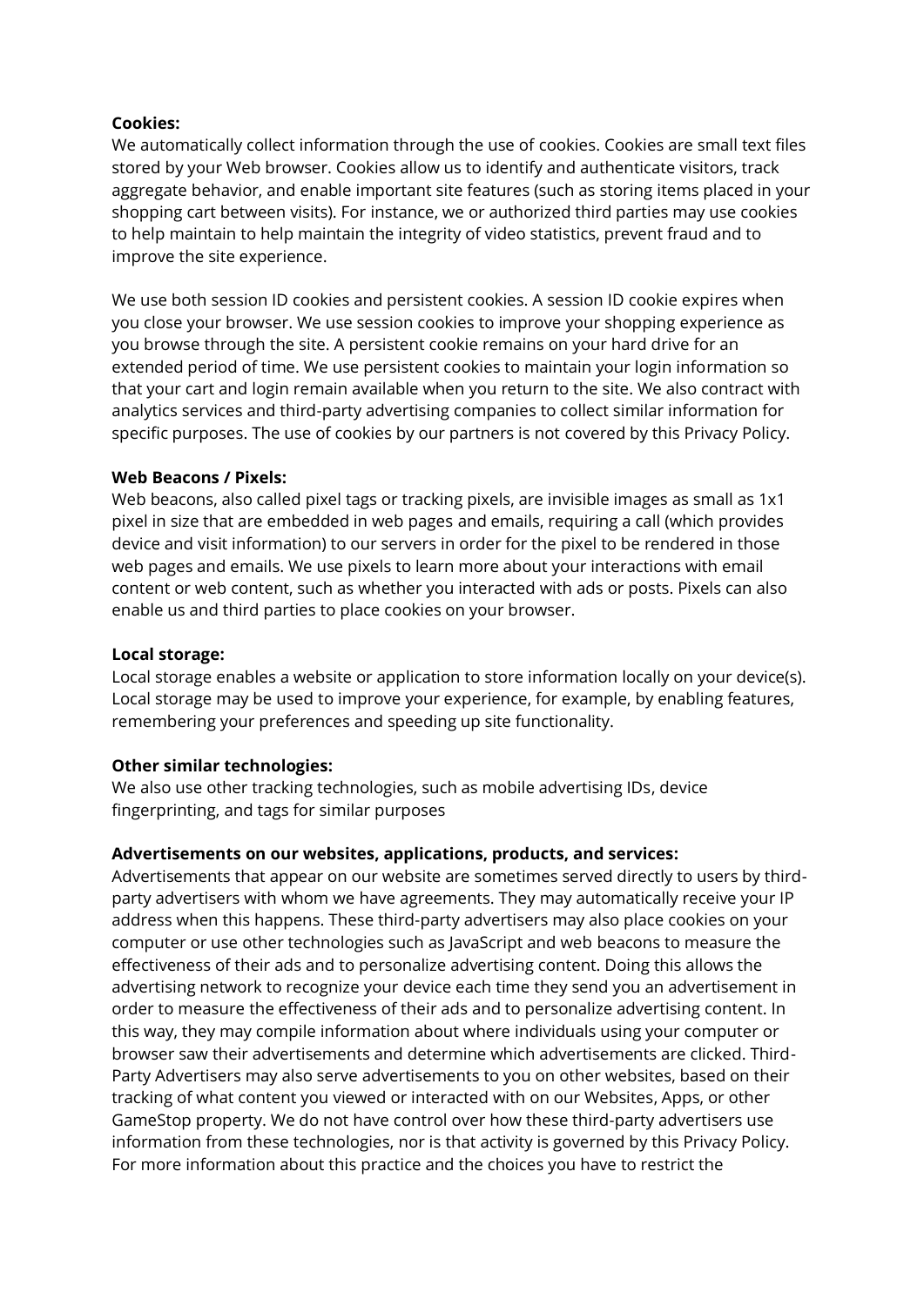**Cookies:**
We automatically collect information through the use of cookies. Cookies are small text files stored by your Web browser. Cookies allow us to identify and authenticate visitors, track aggregate behavior, and enable important site features (such as storing items placed in your shopping cart between visits). For instance, we or authorized third parties may use cookies to help maintain to help maintain the integrity of video statistics, prevent fraud and to improve the site experience.

We use both session ID cookies and persistent cookies. A session ID cookie expires when you close your browser. We use session cookies to improve your shopping experience as you browse through the site. A persistent cookie remains on your hard drive for an extended period of time. We use persistent cookies to maintain your login information so that your cart and login remain available when you return to the site. We also contract with analytics services and third-party advertising companies to collect similar information for specific purposes. The use of cookies by our partners is not covered by this Privacy Policy.

**Web Beacons / Pixels:**
Web beacons, also called pixel tags or tracking pixels, are invisible images as small as 1x1 pixel in size that are embedded in web pages and emails, requiring a call (which provides device and visit information) to our servers in order for the pixel to be rendered in those web pages and emails. We use pixels to learn more about your interactions with email content or web content, such as whether you interacted with ads or posts. Pixels can also enable us and third parties to place cookies on your browser.

**Local storage:**
Local storage enables a website or application to store information locally on your device(s). Local storage may be used to improve your experience, for example, by enabling features, remembering your preferences and speeding up site functionality.

**Other similar technologies:**
We also use other tracking technologies, such as mobile advertising IDs, device fingerprinting, and tags for similar purposes

**Advertisements on our websites, applications, products, and services:**
Advertisements that appear on our website are sometimes served directly to users by third-party advertisers with whom we have agreements. They may automatically receive your IP address when this happens. These third-party advertisers may also place cookies on your computer or use other technologies such as JavaScript and web beacons to measure the effectiveness of their ads and to personalize advertising content. Doing this allows the advertising network to recognize your device each time they send you an advertisement in order to measure the effectiveness of their ads and to personalize advertising content. In this way, they may compile information about where individuals using your computer or browser saw their advertisements and determine which advertisements are clicked. Third-Party Advertisers may also serve advertisements to you on other websites, based on their tracking of what content you viewed or interacted with on our Websites, Apps, or other GameStop property. We do not have control over how these third-party advertisers use information from these technologies, nor is that activity is governed by this Privacy Policy. For more information about this practice and the choices you have to restrict the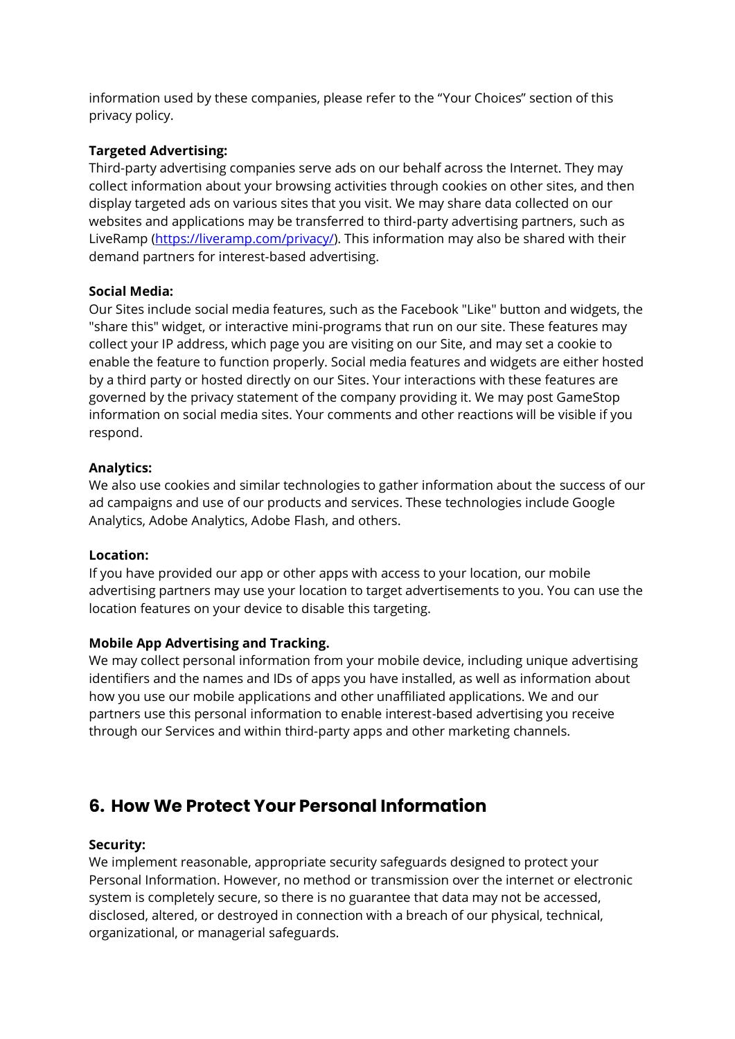information used by these companies, please refer to the "Your Choices" section of this privacy policy.

**Targeted Advertising:**
Third-party advertising companies serve ads on our behalf across the Internet. They may collect information about your browsing activities through cookies on other sites, and then display targeted ads on various sites that you visit. We may share data collected on our websites and applications may be transferred to third-party advertising partners, such as LiveRamp ([https://liveramp.com/privacy/](https://liveramp.com/privacy/)). This information may also be shared with their demand partners for interest-based advertising.

**Social Media:**
Our Sites include social media features, such as the Facebook "Like" button and widgets, the "share this" widget, or interactive mini-programs that run on our site. These features may collect your IP address, which page you are visiting on our Site, and may set a cookie to enable the feature to function properly. Social media features and widgets are either hosted by a third party or hosted directly on our Sites. Your interactions with these features are governed by the privacy statement of the company providing it. We may post GameStop information on social media sites. Your comments and other reactions will be visible if you respond.

**Analytics:**
We also use cookies and similar technologies to gather information about the success of our ad campaigns and use of our products and services. These technologies include Google Analytics, Adobe Analytics, Adobe Flash, and others.

**Location:**
If you have provided our app or other apps with access to your location, our mobile advertising partners may use your location to target advertisements to you. You can use the location features on your device to disable this targeting.

**Mobile App Advertising and Tracking.**
We may collect personal information from your mobile device, including unique advertising identifiers and the names and IDs of apps you have installed, as well as information about how you use our mobile applications and other unaffiliated applications. We and our partners use this personal information to enable interest-based advertising you receive through our Services and within third-party apps and other marketing channels.

## 6. How We Protect Your Personal Information

**Security:**
We implement reasonable, appropriate security safeguards designed to protect your Personal Information. However, no method or transmission over the internet or electronic system is completely secure, so there is no guarantee that data may not be accessed, disclosed, altered, or destroyed in connection with a breach of our physical, technical, organizational, or managerial safeguards.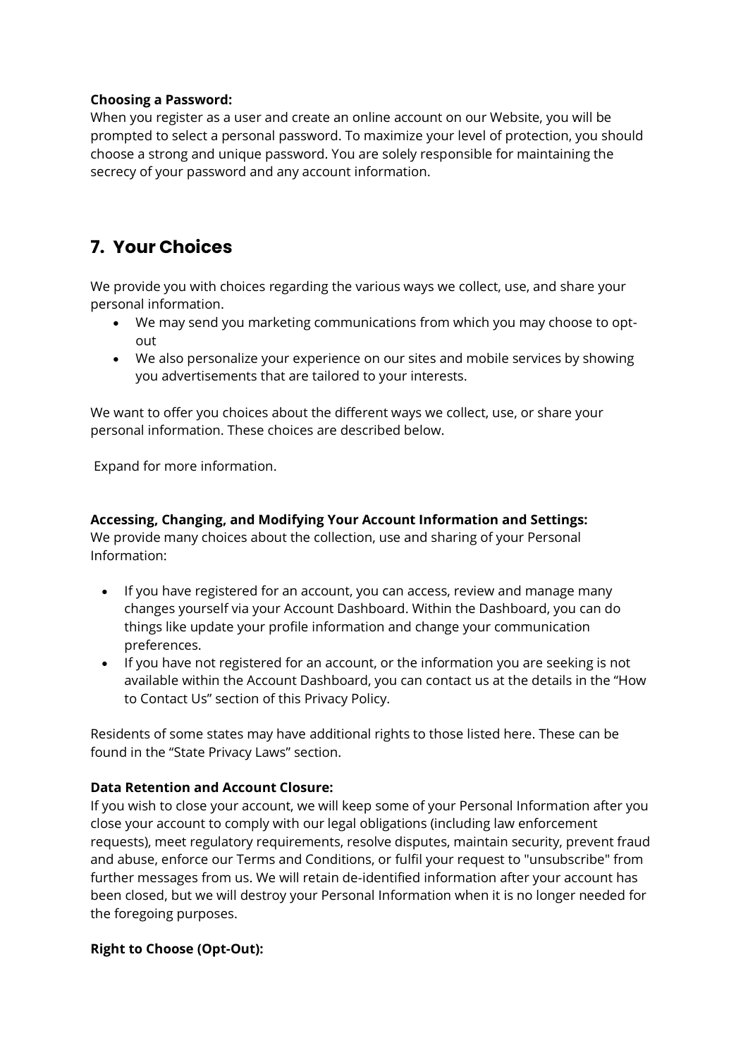**Choosing a Password:**
When you register as a user and create an online account on our Website, you will be prompted to select a personal password. To maximize your level of protection, you should choose a strong and unique password. You are solely responsible for maintaining the secrecy of your password and any account information.

## 7. Your Choices

We provide you with choices regarding the various ways we collect, use, and share your personal information.

- We may send you marketing communications from which you may choose to opt-out
- We also personalize your experience on our sites and mobile services by showing you advertisements that are tailored to your interests.

We want to offer you choices about the different ways we collect, use, or share your personal information. These choices are described below.

Expand for more information.

**Accessing, Changing, and Modifying Your Account Information and Settings:**
We provide many choices about the collection, use and sharing of your Personal Information:

- If you have registered for an account, you can access, review and manage many changes yourself via your Account Dashboard. Within the Dashboard, you can do things like update your profile information and change your communication preferences.
- If you have not registered for an account, or the information you are seeking is not available within the Account Dashboard, you can contact us at the details in the "How to Contact Us" section of this Privacy Policy.

Residents of some states may have additional rights to those listed here. These can be found in the "State Privacy Laws" section.

**Data Retention and Account Closure:**
If you wish to close your account, we will keep some of your Personal Information after you close your account to comply with our legal obligations (including law enforcement requests), meet regulatory requirements, resolve disputes, maintain security, prevent fraud and abuse, enforce our Terms and Conditions, or fulfil your request to "unsubscribe" from further messages from us. We will retain de-identified information after your account has been closed, but we will destroy your Personal Information when it is no longer needed for the foregoing purposes.

**Right to Choose (Opt-Out):**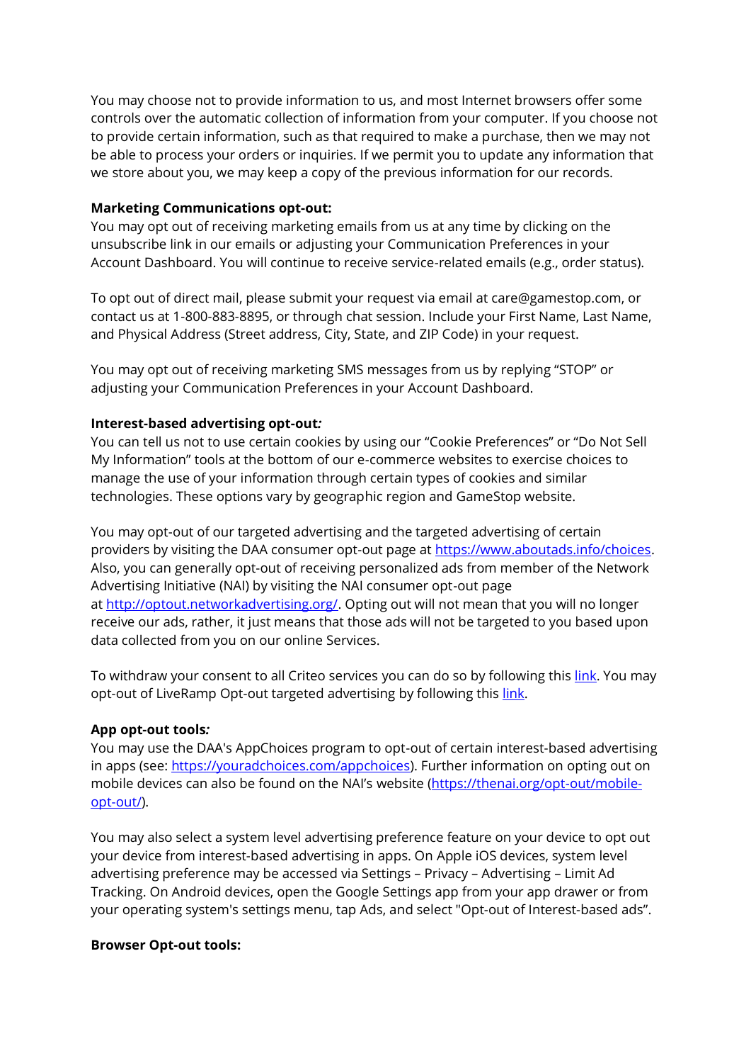You may choose not to provide information to us, and most Internet browsers offer some controls over the automatic collection of information from your computer. If you choose not to provide certain information, such as that required to make a purchase, then we may not be able to process your orders or inquiries. If we permit you to update any information that we store about you, we may keep a copy of the previous information for our records.

**Marketing Communications opt-out:**
You may opt out of receiving marketing emails from us at any time by clicking on the unsubscribe link in our emails or adjusting your Communication Preferences in your Account Dashboard. You will continue to receive service-related emails (e.g., order status).

To opt out of direct mail, please submit your request via email at care@gamestop.com, or contact us at 1-800-883-8895, or through chat session. Include your First Name, Last Name, and Physical Address (Street address, City, State, and ZIP Code) in your request.

You may opt out of receiving marketing SMS messages from us by replying "STOP" or adjusting your Communication Preferences in your Account Dashboard.

**Interest-based advertising opt-out*:***
You can tell us not to use certain cookies by using our "Cookie Preferences" or "Do Not Sell My Information" tools at the bottom of our e-commerce websites to exercise choices to manage the use of your information through certain types of cookies and similar technologies. These options vary by geographic region and GameStop website.

You may opt-out of our targeted advertising and the targeted advertising of certain providers by visiting the DAA consumer opt-out page at [https://www.aboutads.info/choices](https://www.aboutads.info/choices). Also, you can generally opt-out of receiving personalized ads from member of the Network Advertising Initiative (NAI) by visiting the NAI consumer opt-out page at [http://optout.networkadvertising.org/](http://optout.networkadvertising.org/). Opting out will not mean that you will no longer receive our ads, rather, it just means that those ads will not be targeted to you based upon data collected from you on our online Services.

To withdraw your consent to all Criteo services you can do so by following this link. You may opt-out of LiveRamp Opt-out targeted advertising by following this link.

**App opt-out tools*:***
You may use the DAA's AppChoices program to opt-out of certain interest-based advertising in apps (see: [https://youradchoices.com/appchoices](https://youradchoices.com/appchoices)). Further information on opting out on mobile devices can also be found on the NAI's website ([https://thenai.org/opt-out/mobile-opt-out/](https://thenai.org/opt-out/mobile-opt-out/)).

You may also select a system level advertising preference feature on your device to opt out your device from interest-based advertising in apps. On Apple iOS devices, system level advertising preference may be accessed via Settings – Privacy – Advertising – Limit Ad Tracking. On Android devices, open the Google Settings app from your app drawer or from your operating system's settings menu, tap Ads, and select "Opt-out of Interest-based ads".

**Browser Opt-out tools:**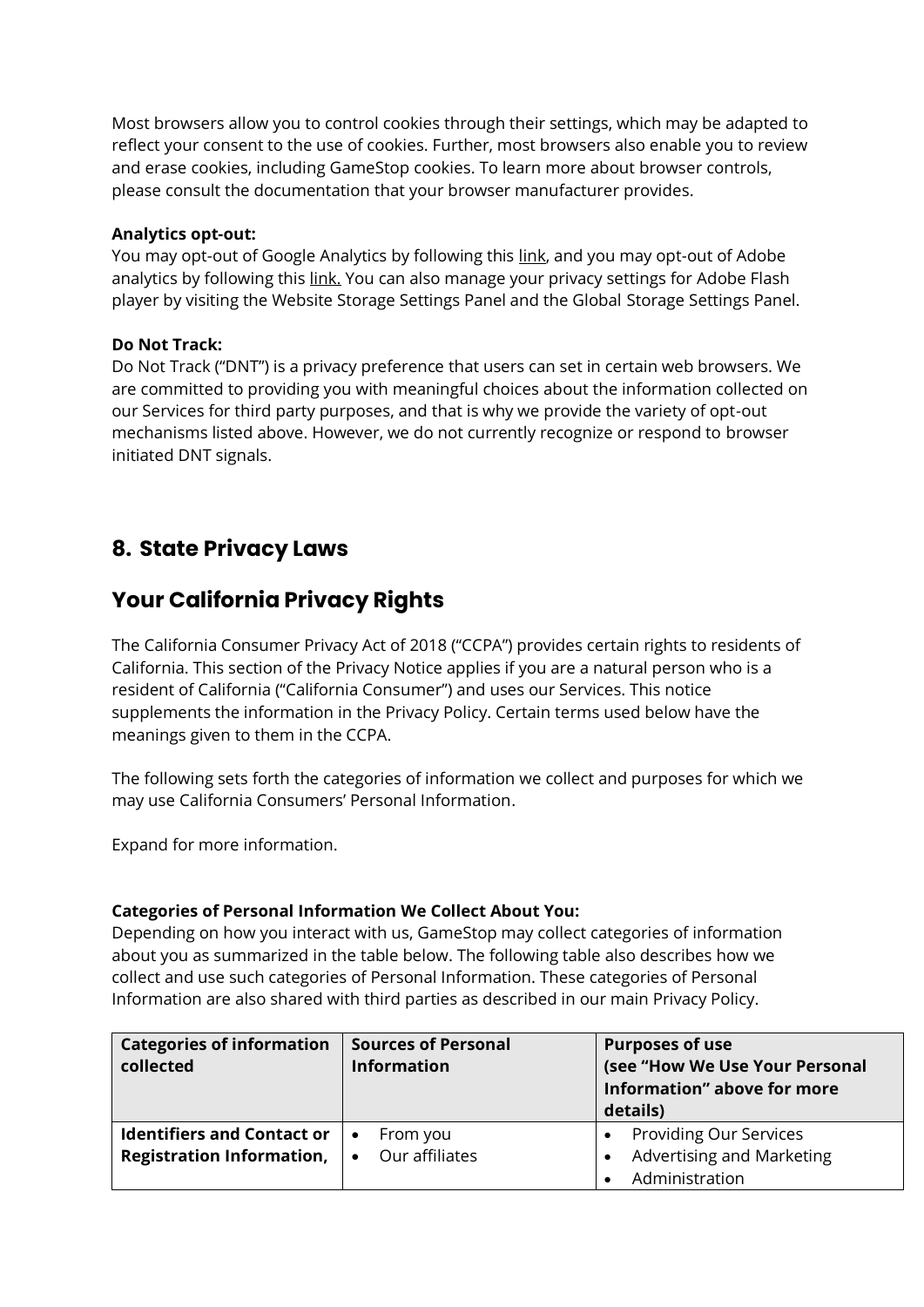Most browsers allow you to control cookies through their settings, which may be adapted to reflect your consent to the use of cookies. Further, most browsers also enable you to review and erase cookies, including GameStop cookies. To learn more about browser controls, please consult the documentation that your browser manufacturer provides.

**Analytics opt-out:**
You may opt-out of Google Analytics by following this link, and you may opt-out of Adobe analytics by following this link. You can also manage your privacy settings for Adobe Flash player by visiting the Website Storage Settings Panel and the Global Storage Settings Panel.

**Do Not Track:**
Do Not Track ("DNT") is a privacy preference that users can set in certain web browsers. We are committed to providing you with meaningful choices about the information collected on our Services for third party purposes, and that is why we provide the variety of opt-out mechanisms listed above. However, we do not currently recognize or respond to browser initiated DNT signals.

## 8. State Privacy Laws

## Your California Privacy Rights

The California Consumer Privacy Act of 2018 ("CCPA") provides certain rights to residents of California. This section of the Privacy Notice applies if you are a natural person who is a resident of California ("California Consumer") and uses our Services. This notice supplements the information in the Privacy Policy. Certain terms used below have the meanings given to them in the CCPA.

The following sets forth the categories of information we collect and purposes for which we may use California Consumers' Personal Information.

Expand for more information.

**Categories of Personal Information We Collect About You:**
Depending on how you interact with us, GameStop may collect categories of information about you as summarized in the table below. The following table also describes how we collect and use such categories of Personal Information. These categories of Personal Information are also shared with third parties as described in our main Privacy Policy.

| Categories of information collected | Sources of Personal Information | Purposes of use (see "How We Use Your Personal Information" above for more details) |
|---|---|---|
| **Identifiers and Contact or Registration Information,** | • From you<br>• Our affiliates | • Providing Our Services<br>• Advertising and Marketing<br>• Administration |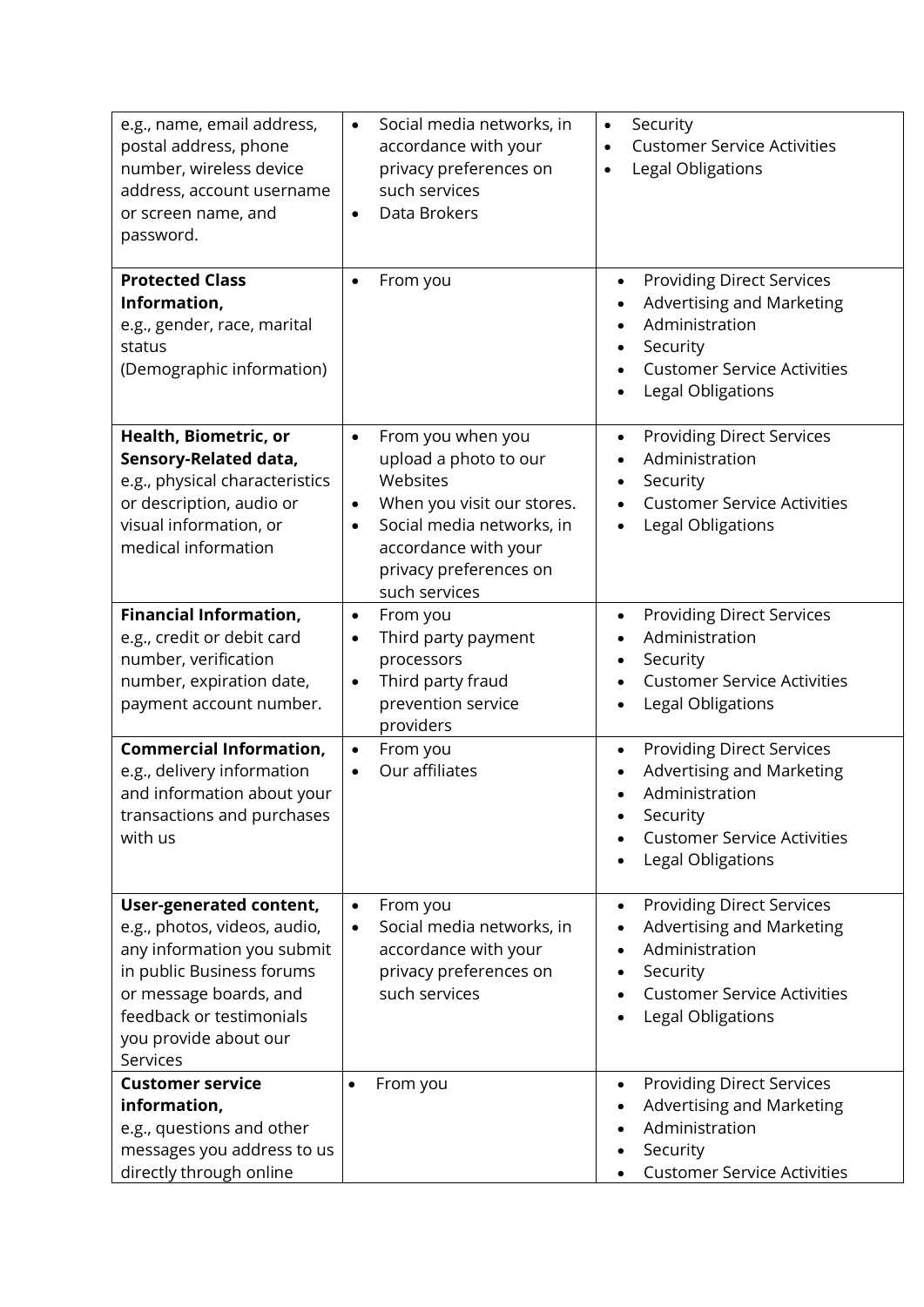| | | |
|---|---|---|
| e.g., name, email address, postal address, phone number, wireless device address, account username or screen name, and password. | • Social media networks, in accordance with your privacy preferences on such services<br>• Data Brokers | • Security<br>• Customer Service Activities<br>• Legal Obligations |
| **Protected Class Information,** e.g., gender, race, marital status (Demographic information) | • From you | • Providing Direct Services<br>• Advertising and Marketing<br>• Administration<br>• Security<br>• Customer Service Activities<br>• Legal Obligations |
| **Health, Biometric, or Sensory-Related data,** e.g., physical characteristics or description, audio or visual information, or medical information | • From you when you upload a photo to our Websites<br>• When you visit our stores.<br>• Social media networks, in accordance with your privacy preferences on such services | • Providing Direct Services<br>• Administration<br>• Security<br>• Customer Service Activities<br>• Legal Obligations |
| **Financial Information,** e.g., credit or debit card number, verification number, expiration date, payment account number. | • From you<br>• Third party payment processors<br>• Third party fraud prevention service providers | • Providing Direct Services<br>• Administration<br>• Security<br>• Customer Service Activities<br>• Legal Obligations |
| **Commercial Information,** e.g., delivery information and information about your transactions and purchases with us | • From you<br>• Our affiliates | • Providing Direct Services<br>• Advertising and Marketing<br>• Administration<br>• Security<br>• Customer Service Activities<br>• Legal Obligations |
| **User-generated content,** e.g., photos, videos, audio, any information you submit in public Business forums or message boards, and feedback or testimonials you provide about our Services | • From you<br>• Social media networks, in accordance with your privacy preferences on such services | • Providing Direct Services<br>• Advertising and Marketing<br>• Administration<br>• Security<br>• Customer Service Activities<br>• Legal Obligations |
| **Customer service information,** e.g., questions and other messages you address to us directly through online | • From you | • Providing Direct Services<br>• Advertising and Marketing<br>• Administration<br>• Security<br>• Customer Service Activities |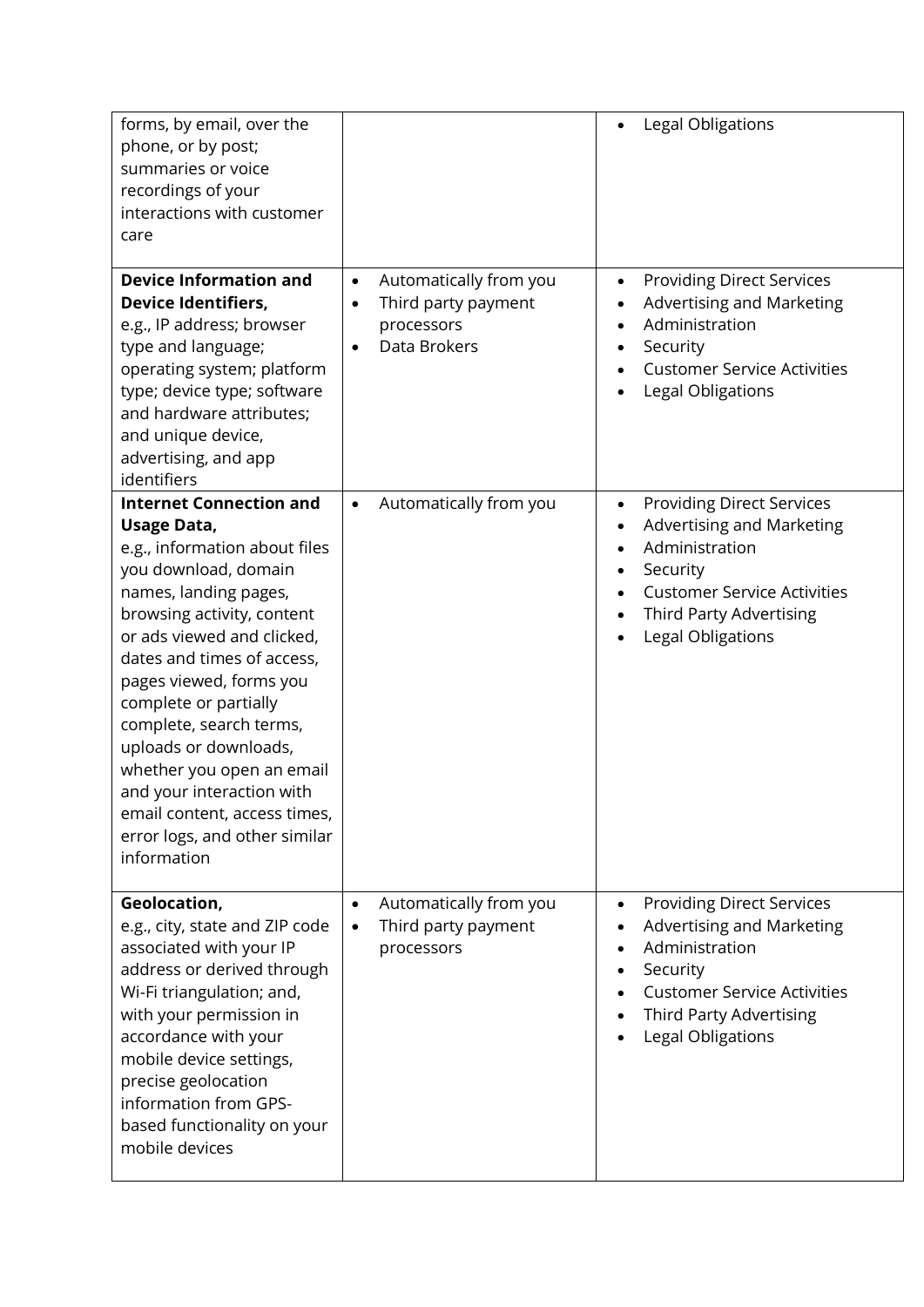| | | |
|---|---|---|
| forms, by email, over the phone, or by post; summaries or voice recordings of your interactions with customer care | | • Legal Obligations |
| **Device Information and Device Identifiers,** e.g., IP address; browser type and language; operating system; platform type; device type; software and hardware attributes; and unique device, advertising, and app identifiers | • Automatically from you<br>• Third party payment processors<br>• Data Brokers | • Providing Direct Services<br>• Advertising and Marketing<br>• Administration<br>• Security<br>• Customer Service Activities<br>• Legal Obligations |
| **Internet Connection and Usage Data,** e.g., information about files you download, domain names, landing pages, browsing activity, content or ads viewed and clicked, dates and times of access, pages viewed, forms you complete or partially complete, search terms, uploads or downloads, whether you open an email and your interaction with email content, access times, error logs, and other similar information | • Automatically from you | • Providing Direct Services<br>• Advertising and Marketing<br>• Administration<br>• Security<br>• Customer Service Activities<br>• Third Party Advertising<br>• Legal Obligations |
| **Geolocation,** e.g., city, state and ZIP code associated with your IP address or derived through Wi-Fi triangulation; and, with your permission in accordance with your mobile device settings, precise geolocation information from GPS-based functionality on your mobile devices | • Automatically from you<br>• Third party payment processors | • Providing Direct Services<br>• Advertising and Marketing<br>• Administration<br>• Security<br>• Customer Service Activities<br>• Third Party Advertising<br>• Legal Obligations |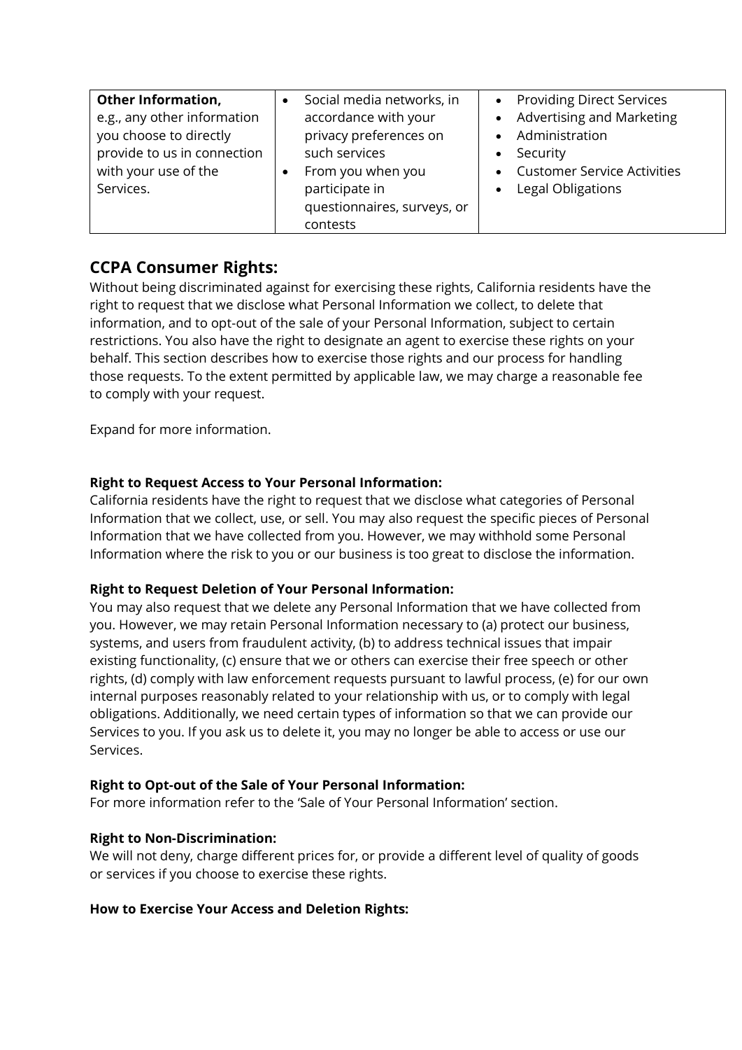| Other Information, e.g., any other information you choose to directly provide to us in connection with your use of the Services. | • Social media networks, in accordance with your privacy preferences on such services<br>• From you when you participate in questionnaires, surveys, or contests | • Providing Direct Services<br>• Advertising and Marketing<br>• Administration<br>• Security<br>• Customer Service Activities<br>• Legal Obligations |
|---|---|---|

## CCPA Consumer Rights:

Without being discriminated against for exercising these rights, California residents have the right to request that we disclose what Personal Information we collect, to delete that information, and to opt-out of the sale of your Personal Information, subject to certain restrictions. You also have the right to designate an agent to exercise these rights on your behalf. This section describes how to exercise those rights and our process for handling those requests. To the extent permitted by applicable law, we may charge a reasonable fee to comply with your request.

Expand for more information.

**Right to Request Access to Your Personal Information:**
California residents have the right to request that we disclose what categories of Personal Information that we collect, use, or sell. You may also request the specific pieces of Personal Information that we have collected from you. However, we may withhold some Personal Information where the risk to you or our business is too great to disclose the information.

**Right to Request Deletion of Your Personal Information:**
You may also request that we delete any Personal Information that we have collected from you. However, we may retain Personal Information necessary to (a) protect our business, systems, and users from fraudulent activity, (b) to address technical issues that impair existing functionality, (c) ensure that we or others can exercise their free speech or other rights, (d) comply with law enforcement requests pursuant to lawful process, (e) for our own internal purposes reasonably related to your relationship with us, or to comply with legal obligations. Additionally, we need certain types of information so that we can provide our Services to you. If you ask us to delete it, you may no longer be able to access or use our Services.

**Right to Opt-out of the Sale of Your Personal Information:**
For more information refer to the 'Sale of Your Personal Information' section.

**Right to Non-Discrimination:**
We will not deny, charge different prices for, or provide a different level of quality of goods or services if you choose to exercise these rights.

**How to Exercise Your Access and Deletion Rights:**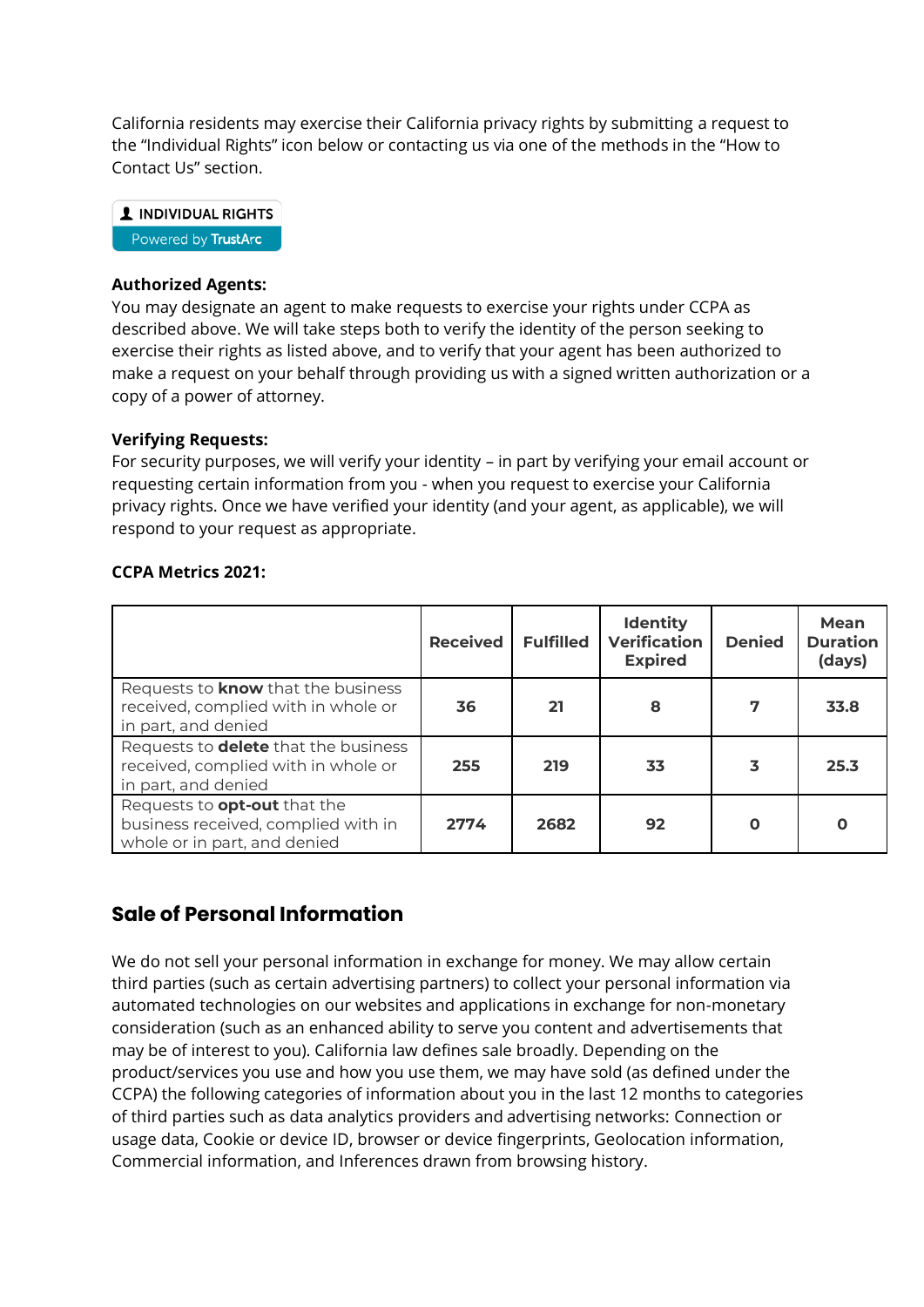California residents may exercise their California privacy rights by submitting a request to the "Individual Rights" icon below or contacting us via one of the methods in the "How to Contact Us" section.

INDIVIDUAL RIGHTS
Powered by TrustArc

**Authorized Agents:**
You may designate an agent to make requests to exercise your rights under CCPA as described above. We will take steps both to verify the identity of the person seeking to exercise their rights as listed above, and to verify that your agent has been authorized to make a request on your behalf through providing us with a signed written authorization or a copy of a power of attorney.

**Verifying Requests:**
For security purposes, we will verify your identity – in part by verifying your email account or requesting certain information from you - when you request to exercise your California privacy rights. Once we have verified your identity (and your agent, as applicable), we will respond to your request as appropriate.

**CCPA Metrics 2021:**

| | Received | Fulfilled | Identity Verification Expired | Denied | Mean Duration (days) |
|---|---|---|---|---|---|
| Requests to **know** that the business received, complied with in whole or in part, and denied | **36** | **21** | **8** | **7** | **33.8** |
| Requests to **delete** that the business received, complied with in whole or in part, and denied | **255** | **219** | **33** | **3** | **25.3** |
| Requests to **opt-out** that the business received, complied with in whole or in part, and denied | **2774** | **2682** | **92** | **0** | **0** |

## Sale of Personal Information

We do not sell your personal information in exchange for money. We may allow certain third parties (such as certain advertising partners) to collect your personal information via automated technologies on our websites and applications in exchange for non-monetary consideration (such as an enhanced ability to serve you content and advertisements that may be of interest to you). California law defines sale broadly. Depending on the product/services you use and how you use them, we may have sold (as defined under the CCPA) the following categories of information about you in the last 12 months to categories of third parties such as data analytics providers and advertising networks: Connection or usage data, Cookie or device ID, browser or device fingerprints, Geolocation information, Commercial information, and Inferences drawn from browsing history.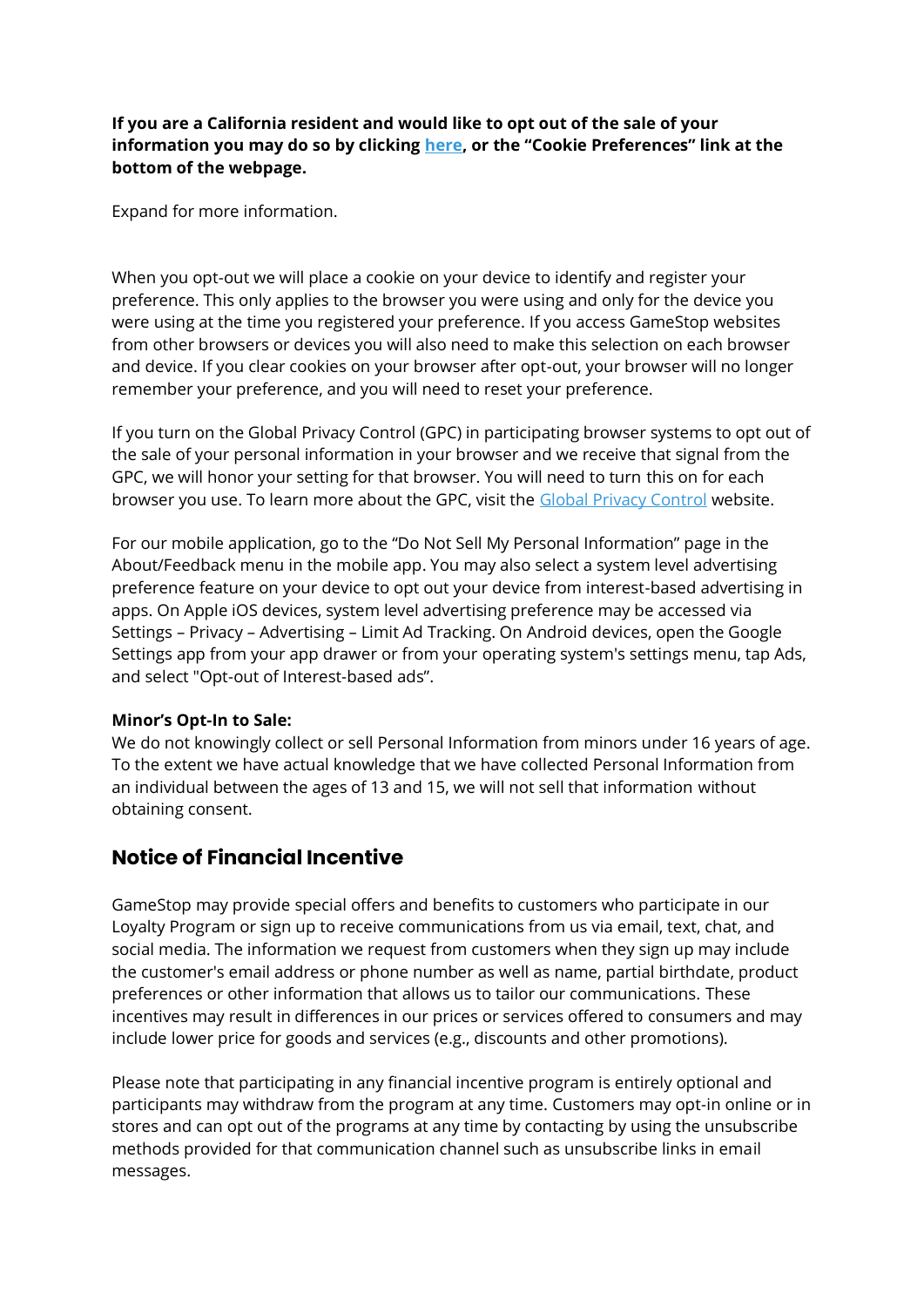**If you are a California resident and would like to opt out of the sale of your information you may do so by clicking here, or the "Cookie Preferences" link at the bottom of the webpage.**

Expand for more information.

When you opt-out we will place a cookie on your device to identify and register your preference. This only applies to the browser you were using and only for the device you were using at the time you registered your preference. If you access GameStop websites from other browsers or devices you will also need to make this selection on each browser and device. If you clear cookies on your browser after opt-out, your browser will no longer remember your preference, and you will need to reset your preference.

If you turn on the Global Privacy Control (GPC) in participating browser systems to opt out of the sale of your personal information in your browser and we receive that signal from the GPC, we will honor your setting for that browser. You will need to turn this on for each browser you use. To learn more about the GPC, visit the Global Privacy Control website.

For our mobile application, go to the "Do Not Sell My Personal Information" page in the About/Feedback menu in the mobile app. You may also select a system level advertising preference feature on your device to opt out your device from interest-based advertising in apps. On Apple iOS devices, system level advertising preference may be accessed via Settings – Privacy – Advertising – Limit Ad Tracking. On Android devices, open the Google Settings app from your app drawer or from your operating system's settings menu, tap Ads, and select "Opt-out of Interest-based ads".

**Minor's Opt-In to Sale:**
We do not knowingly collect or sell Personal Information from minors under 16 years of age. To the extent we have actual knowledge that we have collected Personal Information from an individual between the ages of 13 and 15, we will not sell that information without obtaining consent.

## Notice of Financial Incentive

GameStop may provide special offers and benefits to customers who participate in our Loyalty Program or sign up to receive communications from us via email, text, chat, and social media. The information we request from customers when they sign up may include the customer's email address or phone number as well as name, partial birthdate, product preferences or other information that allows us to tailor our communications. These incentives may result in differences in our prices or services offered to consumers and may include lower price for goods and services (e.g., discounts and other promotions).

Please note that participating in any financial incentive program is entirely optional and participants may withdraw from the program at any time. Customers may opt-in online or in stores and can opt out of the programs at any time by contacting by using the unsubscribe methods provided for that communication channel such as unsubscribe links in email messages.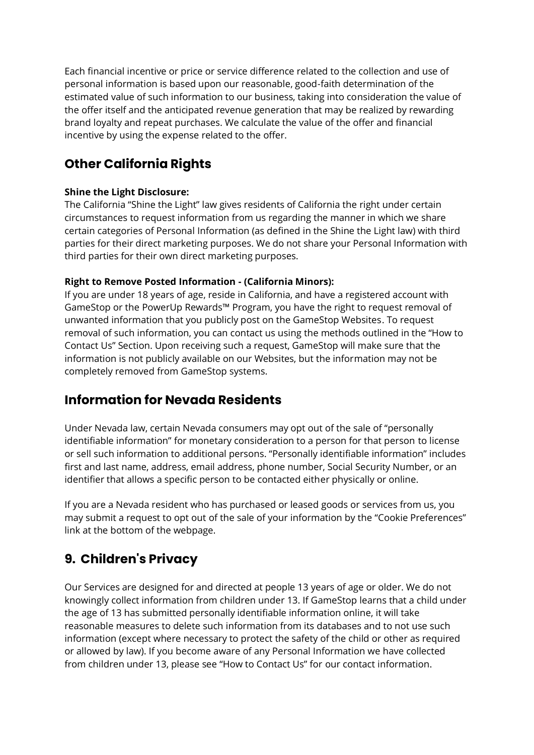Each financial incentive or price or service difference related to the collection and use of personal information is based upon our reasonable, good-faith determination of the estimated value of such information to our business, taking into consideration the value of the offer itself and the anticipated revenue generation that may be realized by rewarding brand loyalty and repeat purchases. We calculate the value of the offer and financial incentive by using the expense related to the offer.

### Other California Rights

**Shine the Light Disclosure:**
The California "Shine the Light" law gives residents of California the right under certain circumstances to request information from us regarding the manner in which we share certain categories of Personal Information (as defined in the Shine the Light law) with third parties for their direct marketing purposes. We do not share your Personal Information with third parties for their own direct marketing purposes.

**Right to Remove Posted Information - (California Minors):**
If you are under 18 years of age, reside in California, and have a registered account with GameStop or the PowerUp Rewards™ Program, you have the right to request removal of unwanted information that you publicly post on the GameStop Websites. To request removal of such information, you can contact us using the methods outlined in the "How to Contact Us" Section. Upon receiving such a request, GameStop will make sure that the information is not publicly available on our Websites, but the information may not be completely removed from GameStop systems.

### Information for Nevada Residents

Under Nevada law, certain Nevada consumers may opt out of the sale of "personally identifiable information" for monetary consideration to a person for that person to license or sell such information to additional persons. "Personally identifiable information" includes first and last name, address, email address, phone number, Social Security Number, or an identifier that allows a specific person to be contacted either physically or online.

If you are a Nevada resident who has purchased or leased goods or services from us, you may submit a request to opt out of the sale of your information by the "Cookie Preferences" link at the bottom of the webpage.

## 9. Children's Privacy

Our Services are designed for and directed at people 13 years of age or older. We do not knowingly collect information from children under 13. If GameStop learns that a child under the age of 13 has submitted personally identifiable information online, it will take reasonable measures to delete such information from its databases and to not use such information (except where necessary to protect the safety of the child or other as required or allowed by law). If you become aware of any Personal Information we have collected from children under 13, please see "How to Contact Us" for our contact information.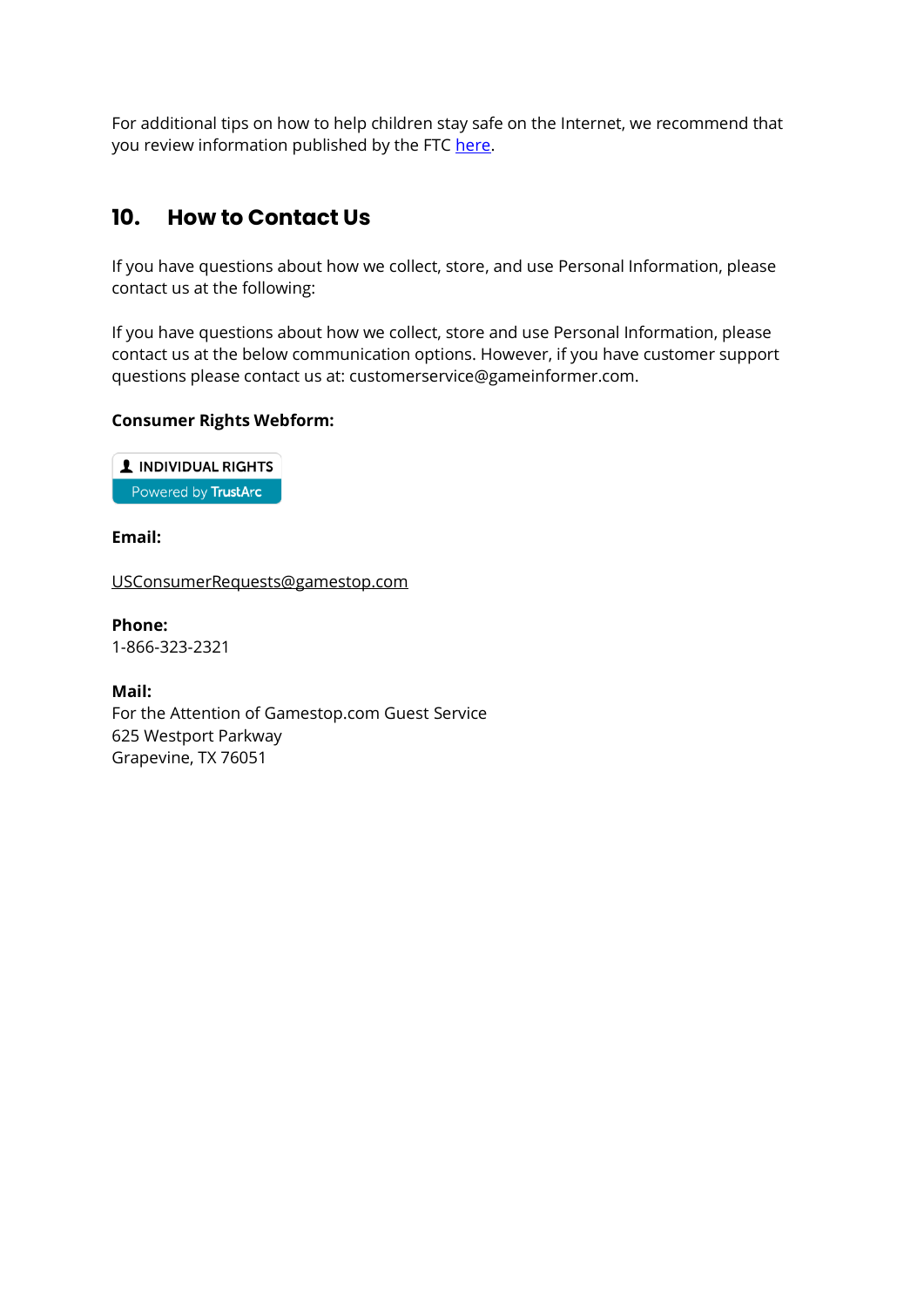For additional tips on how to help children stay safe on the Internet, we recommend that you review information published by the FTC here.

## 10. How to Contact Us

If you have questions about how we collect, store, and use Personal Information, please contact us at the following:

If you have questions about how we collect, store and use Personal Information, please contact us at the below communication options. However, if you have customer support questions please contact us at: customerservice@gameinformer.com.

**Consumer Rights Webform:**

INDIVIDUAL RIGHTS
Powered by TrustArc

**Email:**

USConsumerRequests@gamestop.com

**Phone:**
1-866-323-2321

**Mail:**
For the Attention of Gamestop.com Guest Service
625 Westport Parkway
Grapevine, TX 76051